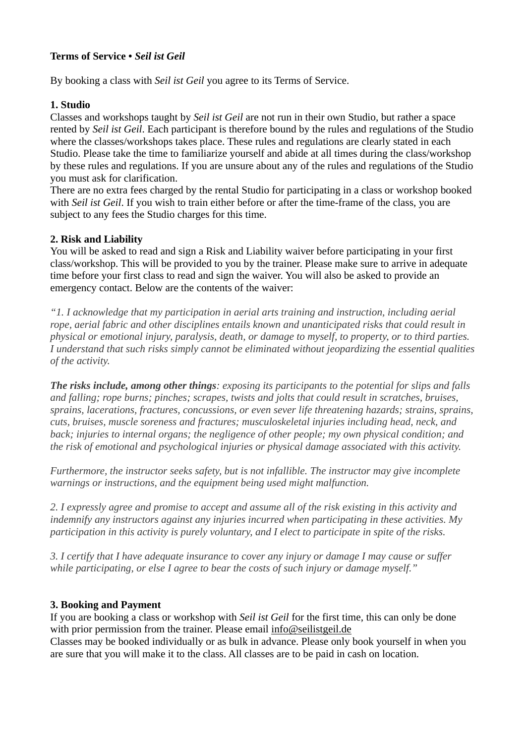**Terms of Service • *Seil ist Geil***

By booking a class with *Seil ist Geil* you agree to its Terms of Service.

**1. Studio**

Classes and workshops taught by *Seil ist Geil* are not run in their own Studio, but rather a space rented by *Seil ist Geil*. Each participant is therefore bound by the rules and regulations of the Studio where the classes/workshops takes place. These rules and regulations are clearly stated in each Studio. Please take the time to familiarize yourself and abide at all times during the class/workshop by these rules and regulations. If you are unsure about any of the rules and regulations of the Studio you must ask for clarification.

There are no extra fees charged by the rental Studio for participating in a class or workshop booked with *Seil ist Geil*. If you wish to train either before or after the time-frame of the class, you are subject to any fees the Studio charges for this time.

**2. Risk and Liability**

You will be asked to read and sign a Risk and Liability waiver before participating in your first class/workshop. This will be provided to you by the trainer. Please make sure to arrive in adequate time before your first class to read and sign the waiver. You will also be asked to provide an emergency contact. Below are the contents of the waiver:

*"1. I acknowledge that my participation in aerial arts training and instruction, including aerial rope, aerial fabric and other disciplines entails known and unanticipated risks that could result in physical or emotional injury, paralysis, death, or damage to myself, to property, or to third parties. I understand that such risks simply cannot be eliminated without jeopardizing the essential qualities of the activity.*

***The risks include, among other things****: exposing its participants to the potential for slips and falls and falling; rope burns; pinches; scrapes, twists and jolts that could result in scratches, bruises, sprains, lacerations, fractures, concussions, or even sever life threatening hazards; strains, sprains, cuts, bruises, muscle soreness and fractures; musculoskeletal injuries including head, neck, and back; injuries to internal organs; the negligence of other people; my own physical condition; and the risk of emotional and psychological injuries or physical damage associated with this activity.*

*Furthermore, the instructor seeks safety, but is not infallible. The instructor may give incomplete warnings or instructions, and the equipment being used might malfunction.*

*2. I expressly agree and promise to accept and assume all of the risk existing in this activity and indemnify any instructors against any injuries incurred when participating in these activities. My participation in this activity is purely voluntary, and I elect to participate in spite of the risks.*

*3. I certify that I have adequate insurance to cover any injury or damage I may cause or suffer while participating, or else I agree to bear the costs of such injury or damage myself."*

**3. Booking and Payment**

If you are booking a class or workshop with *Seil ist Geil* for the first time, this can only be done with prior permission from the trainer. Please email info@seilistgeil.de

Classes may be booked individually or as bulk in advance. Please only book yourself in when you are sure that you will make it to the class. All classes are to be paid in cash on location.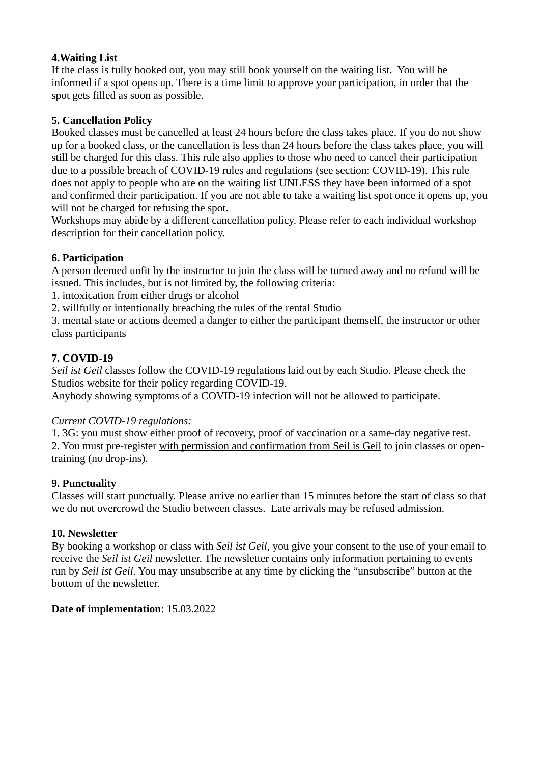**4.Waiting List**

If the class is fully booked out, you may still book yourself on the waiting list. You will be informed if a spot opens up. There is a time limit to approve your participation, in order that the spot gets filled as soon as possible.

**5. Cancellation Policy**

Booked classes must be cancelled at least 24 hours before the class takes place. If you do not show up for a booked class, or the cancellation is less than 24 hours before the class takes place, you will still be charged for this class. This rule also applies to those who need to cancel their participation due to a possible breach of COVID-19 rules and regulations (see section: COVID-19). This rule does not apply to people who are on the waiting list UNLESS they have been informed of a spot and confirmed their participation. If you are not able to take a waiting list spot once it opens up, you will not be charged for refusing the spot.

Workshops may abide by a different cancellation policy. Please refer to each individual workshop description for their cancellation policy.

**6. Participation**

A person deemed unfit by the instructor to join the class will be turned away and no refund will be issued. This includes, but is not limited by, the following criteria:

1. intoxication from either drugs or alcohol
2. willfully or intentionally breaching the rules of the rental Studio
3. mental state or actions deemed a danger to either the participant themself, the instructor or other class participants

**7. COVID-19**

*Seil ist Geil* classes follow the COVID-19 regulations laid out by each Studio. Please check the Studios website for their policy regarding COVID-19.

Anybody showing symptoms of a COVID-19 infection will not be allowed to participate.

*Current COVID-19 regulations:*

1. 3G: you must show either proof of recovery, proof of vaccination or a same-day negative test.
2. You must pre-register <u>with permission and confirmation from Seil is Geil</u> to join classes or open-training (no drop-ins).

**9. Punctuality**

Classes will start punctually. Please arrive no earlier than 15 minutes before the start of class so that we do not overcrowd the Studio between classes. Late arrivals may be refused admission.

**10. Newsletter**

By booking a workshop or class with *Seil ist Geil*, you give your consent to the use of your email to receive the *Seil ist Geil* newsletter. The newsletter contains only information pertaining to events run by *Seil ist Geil*. You may unsubscribe at any time by clicking the "unsubscribe" button at the bottom of the newsletter.

**Date of implementation**: 15.03.2022